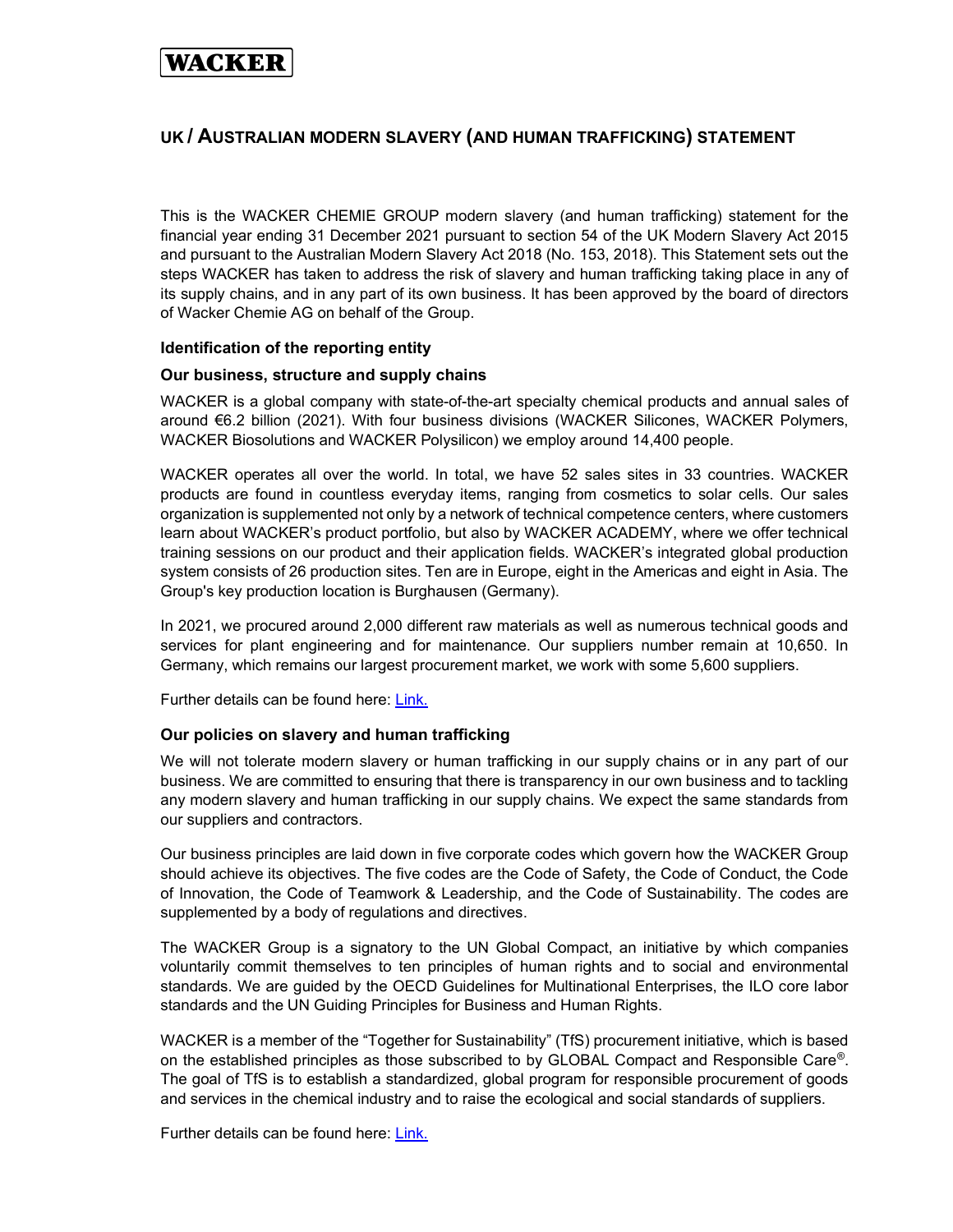**WACKER**

# UK / AUSTRALIAN MODERN SLAVERY (AND HUMAN TRAFFICKING) STATEMENT

This is the WACKER CHEMIE GROUP modern slavery (and human trafficking) statement for the financial year ending 31 December 2021 pursuant to section 54 of the UK Modern Slavery Act 2015 and pursuant to the Australian Modern Slavery Act 2018 (No. 153, 2018). This Statement sets out the steps WACKER has taken to address the risk of slavery and human trafficking taking place in any of its supply chains, and in any part of its own business. It has been approved by the board of directors of Wacker Chemie AG on behalf of the Group.

### Identification of the reporting entity

### Our business, structure and supply chains

WACKER is a global company with state-of-the-art specialty chemical products and annual sales of around €6.2 billion (2021). With four business divisions (WACKER Silicones, WACKER Polymers, WACKER Biosolutions and WACKER Polysilicon) we employ around 14,400 people.

WACKER operates all over the world. In total, we have 52 sales sites in 33 countries. WACKER products are found in countless everyday items, ranging from cosmetics to solar cells. Our sales organization is supplemented not only by a network of technical competence centers, where customers learn about WACKER's product portfolio, but also by WACKER ACADEMY, where we offer technical training sessions on our product and their application fields. WACKER's integrated global production system consists of 26 production sites. Ten are in Europe, eight in the Americas and eight in Asia. The Group's key production location is Burghausen (Germany).

In 2021, we procured around 2,000 different raw materials as well as numerous technical goods and services for plant engineering and for maintenance. Our suppliers number remain at 10,650. In Germany, which remains our largest procurement market, we work with some 5,600 suppliers.

Further details can be found here: Link.

### Our policies on slavery and human trafficking

We will not tolerate modern slavery or human trafficking in our supply chains or in any part of our business. We are committed to ensuring that there is transparency in our own business and to tackling any modern slavery and human trafficking in our supply chains. We expect the same standards from our suppliers and contractors.

Our business principles are laid down in five corporate codes which govern how the WACKER Group should achieve its objectives. The five codes are the Code of Safety, the Code of Conduct, the Code of Innovation, the Code of Teamwork & Leadership, and the Code of Sustainability. The codes are supplemented by a body of regulations and directives.

The WACKER Group is a signatory to the UN Global Compact, an initiative by which companies voluntarily commit themselves to ten principles of human rights and to social and environmental standards. We are guided by the OECD Guidelines for Multinational Enterprises, the ILO core labor standards and the UN Guiding Principles for Business and Human Rights.

WACKER is a member of the "Together for Sustainability" (TfS) procurement initiative, which is based on the established principles as those subscribed to by GLOBAL Compact and Responsible Care®. The goal of TfS is to establish a standardized, global program for responsible procurement of goods and services in the chemical industry and to raise the ecological and social standards of suppliers.

Further details can be found here: Link.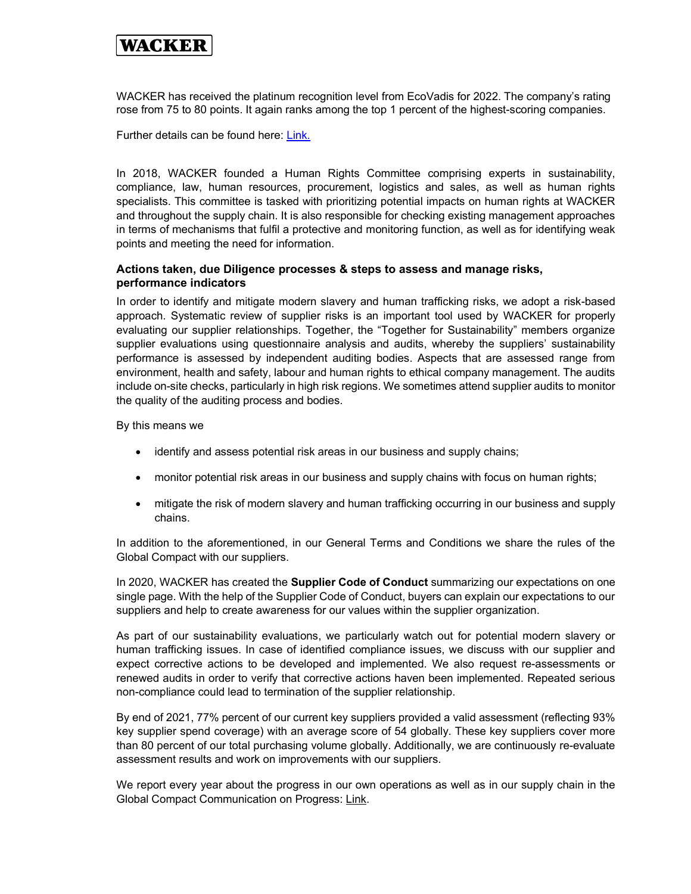WACKER has received the platinum recognition level from EcoVadis for 2022. The company's rating rose from 75 to 80 points. It again ranks among the top 1 percent of the highest-scoring companies.

Further details can be found here: Link.

In 2018, WACKER founded a Human Rights Committee comprising experts in sustainability, compliance, law, human resources, procurement, logistics and sales, as well as human rights specialists. This committee is tasked with prioritizing potential impacts on human rights at WACKER and throughout the supply chain. It is also responsible for checking existing management approaches in terms of mechanisms that fulfil a protective and monitoring function, as well as for identifying weak points and meeting the need for information.

**Actions taken, due Diligence processes & steps to assess and manage risks, performance indicators**

In order to identify and mitigate modern slavery and human trafficking risks, we adopt a risk-based approach. Systematic review of supplier risks is an important tool used by WACKER for properly evaluating our supplier relationships. Together, the "Together for Sustainability" members organize supplier evaluations using questionnaire analysis and audits, whereby the suppliers' sustainability performance is assessed by independent auditing bodies. Aspects that are assessed range from environment, health and safety, labour and human rights to ethical company management. The audits include on-site checks, particularly in high risk regions. We sometimes attend supplier audits to monitor the quality of the auditing process and bodies.

By this means we

- identify and assess potential risk areas in our business and supply chains;
- monitor potential risk areas in our business and supply chains with focus on human rights;
- mitigate the risk of modern slavery and human trafficking occurring in our business and supply chains.

In addition to the aforementioned, in our General Terms and Conditions we share the rules of the Global Compact with our suppliers.

In 2020, WACKER has created the **Supplier Code of Conduct** summarizing our expectations on one single page. With the help of the Supplier Code of Conduct, buyers can explain our expectations to our suppliers and help to create awareness for our values within the supplier organization.

As part of our sustainability evaluations, we particularly watch out for potential modern slavery or human trafficking issues. In case of identified compliance issues, we discuss with our supplier and expect corrective actions to be developed and implemented. We also request re-assessments or renewed audits in order to verify that corrective actions haven been implemented. Repeated serious non-compliance could lead to termination of the supplier relationship.

By end of 2021, 77% percent of our current key suppliers provided a valid assessment (reflecting 93% key supplier spend coverage) with an average score of 54 globally. These key suppliers cover more than 80 percent of our total purchasing volume globally. Additionally, we are continuously re-evaluate assessment results and work on improvements with our suppliers.

We report every year about the progress in our own operations as well as in our supply chain in the Global Compact Communication on Progress: Link.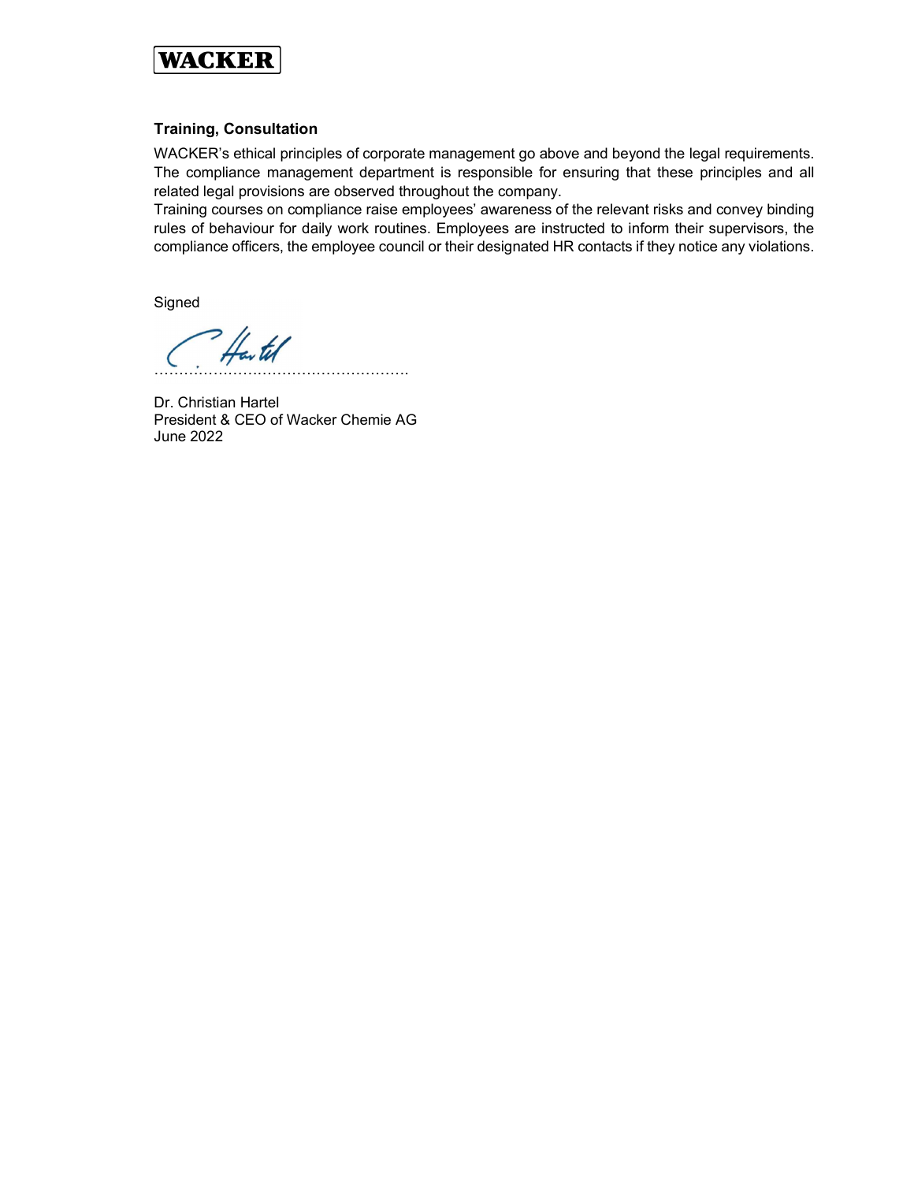**WACKER**

### Training, Consultation

WACKER's ethical principles of corporate management go above and beyond the legal requirements. The compliance management department is responsible for ensuring that these principles and all related legal provisions are observed throughout the company.

Training courses on compliance raise employees' awareness of the relevant risks and convey binding rules of behaviour for daily work routines. Employees are instructed to inform their supervisors, the compliance officers, the employee council or their designated HR contacts if they notice any violations.

Signed

………………………………………………

Dr. Christian Hartel
President & CEO of Wacker Chemie AG
June 2022